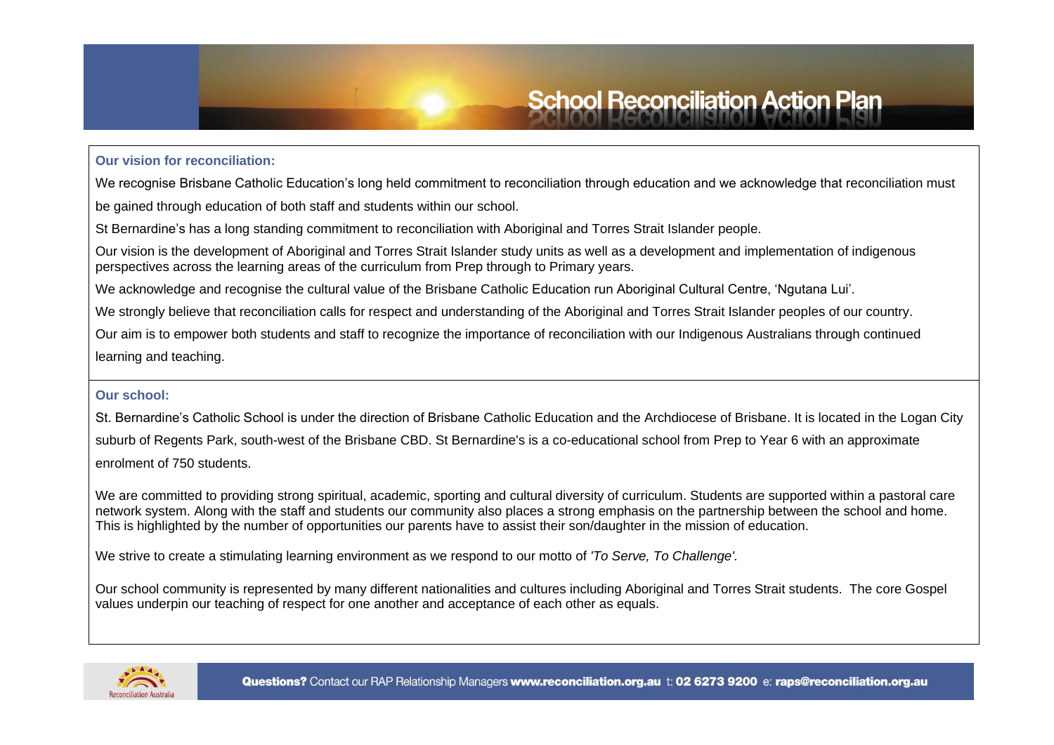# School Reconciliation Action Plan

**Our vision for reconciliation:**

We recognise Brisbane Catholic Education's long held commitment to reconciliation through education and we acknowledge that reconciliation must be gained through education of both staff and students within our school.

St Bernardine's has a long standing commitment to reconciliation with Aboriginal and Torres Strait Islander people.

Our vision is the development of Aboriginal and Torres Strait Islander study units as well as a development and implementation of indigenous perspectives across the learning areas of the curriculum from Prep through to Primary years.

We acknowledge and recognise the cultural value of the Brisbane Catholic Education run Aboriginal Cultural Centre, 'Ngutana Lui'.

We strongly believe that reconciliation calls for respect and understanding of the Aboriginal and Torres Strait Islander peoples of our country.

Our aim is to empower both students and staff to recognize the importance of reconciliation with our Indigenous Australians through continued learning and teaching.

**Our school:**

St. Bernardine's Catholic School is under the direction of Brisbane Catholic Education and the Archdiocese of Brisbane. It is located in the Logan City suburb of Regents Park, south-west of the Brisbane CBD. St Bernardine's is a co-educational school from Prep to Year 6 with an approximate enrolment of 750 students.

We are committed to providing strong spiritual, academic, sporting and cultural diversity of curriculum. Students are supported within a pastoral care network system. Along with the staff and students our community also places a strong emphasis on the partnership between the school and home. This is highlighted by the number of opportunities our parents have to assist their son/daughter in the mission of education.

We strive to create a stimulating learning environment as we respond to our motto of *'To Serve, To Challenge'.*

Our school community is represented by many different nationalities and cultures including Aboriginal and Torres Strait students. The core Gospel values underpin our teaching of respect for one another and acceptance of each other as equals.

**Questions?** Contact our RAP Relationship Managers **www.reconciliation.org.au** t: **02 6273 9200** e: **raps@reconciliation.org.au**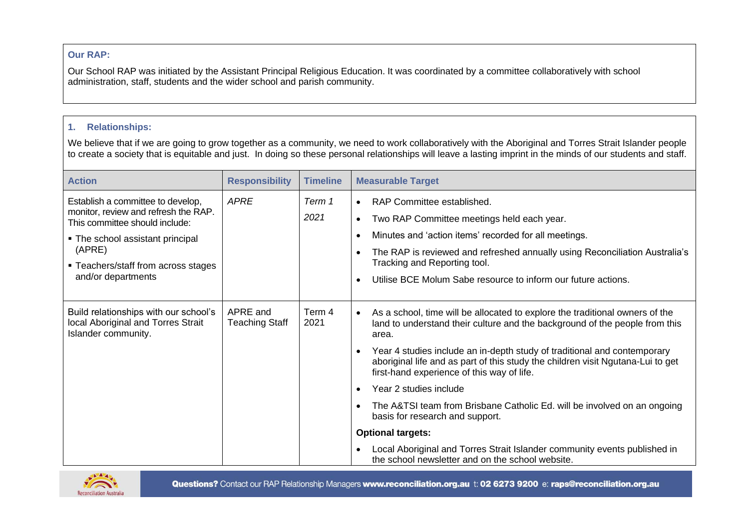**Our RAP:**

Our School RAP was initiated by the Assistant Principal Religious Education. It was coordinated by a committee collaboratively with school administration, staff, students and the wider school and parish community.

## 1. Relationships:

We believe that if we are going to grow together as a community, we need to work collaboratively with the Aboriginal and Torres Strait Islander people to create a society that is equitable and just. In doing so these personal relationships will leave a lasting imprint in the minds of our students and staff.

| Action | Responsibility | Timeline | Measurable Target |
|---|---|---|---|
| Establish a committee to develop, monitor, review and refresh the RAP. This committee should include:<br>▪ The school assistant principal (APRE)<br>▪ Teachers/staff from across stages and/or departments | *APRE* | *Term 1*<br>*2021* | • RAP Committee established.<br>• Two RAP Committee meetings held each year.<br>• Minutes and 'action items' recorded for all meetings.<br>• The RAP is reviewed and refreshed annually using Reconciliation Australia's Tracking and Reporting tool.<br>• Utilise BCE Molum Sabe resource to inform our future actions. |
| Build relationships with our school's local Aboriginal and Torres Strait Islander community. | APRE and Teaching Staff | Term 4 2021 | • As a school, time will be allocated to explore the traditional owners of the land to understand their culture and the background of the people from this area.<br>• Year 4 studies include an in-depth study of traditional and contemporary aboriginal life and as part of this study the children visit Ngutana-Lui to get first-hand experience of this way of life.<br>• Year 2 studies include<br>• The A&TSI team from Brisbane Catholic Ed. will be involved on an ongoing basis for research and support.<br>**Optional targets:**<br>• Local Aboriginal and Torres Strait Islander community events published in the school newsletter and on the school website. |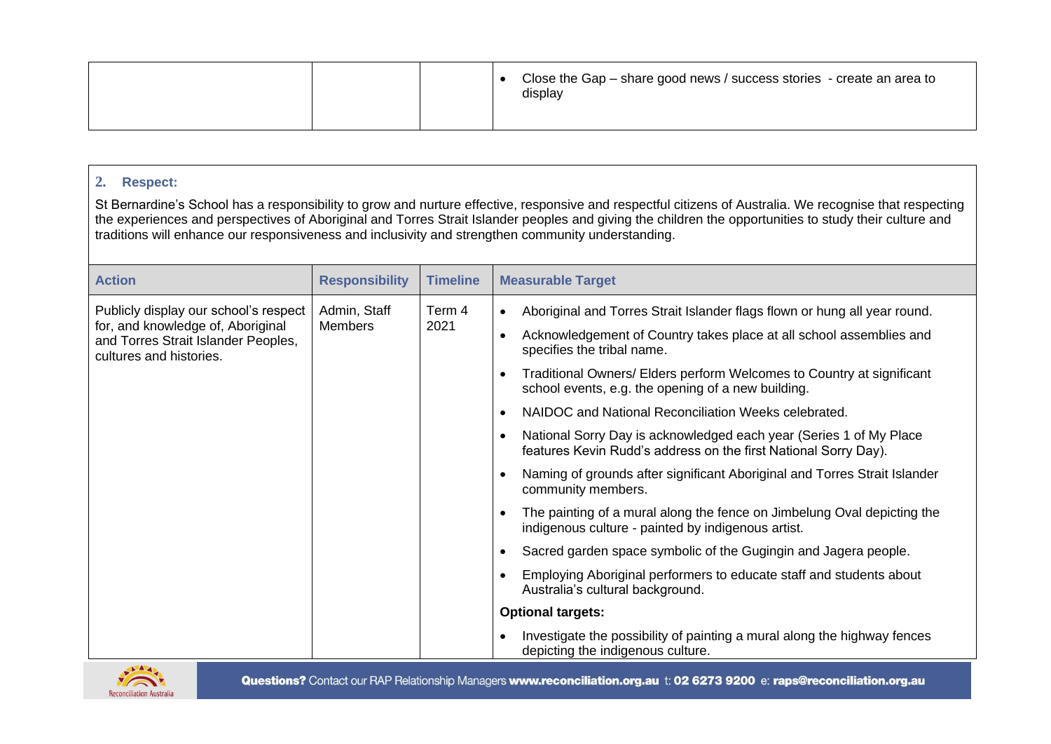| | | | |
|---|---|---|---|
| | | | • Close the Gap – share good news / success stories - create an area to display |

## 2. Respect:

St Bernardine's School has a responsibility to grow and nurture effective, responsive and respectful citizens of Australia. We recognise that respecting the experiences and perspectives of Aboriginal and Torres Strait Islander peoples and giving the children the opportunities to study their culture and traditions will enhance our responsiveness and inclusivity and strengthen community understanding.

| Action | Responsibility | Timeline | Measurable Target |
|---|---|---|---|
| Publicly display our school's respect for, and knowledge of, Aboriginal and Torres Strait Islander Peoples, cultures and histories. | Admin, Staff Members | Term 4 2021 | • Aboriginal and Torres Strait Islander flags flown or hung all year round.<br>• Acknowledgement of Country takes place at all school assemblies and specifies the tribal name.<br>• Traditional Owners/ Elders perform Welcomes to Country at significant school events, e.g. the opening of a new building.<br>• NAIDOC and National Reconciliation Weeks celebrated.<br>• National Sorry Day is acknowledged each year (Series 1 of My Place features Kevin Rudd's address on the first National Sorry Day).<br>• Naming of grounds after significant Aboriginal and Torres Strait Islander community members.<br>• The painting of a mural along the fence on Jimbelung Oval depicting the indigenous culture - painted by indigenous artist.<br>• Sacred garden space symbolic of the Gugingin and Jagera people.<br>• Employing Aboriginal performers to educate staff and students about Australia's cultural background.<br>**Optional targets:**<br>• Investigate the possibility of painting a mural along the highway fences depicting the indigenous culture. |

**Questions?** Contact our RAP Relationship Managers **www.reconciliation.org.au** t: **02 6273 9200** e: **raps@reconciliation.org.au**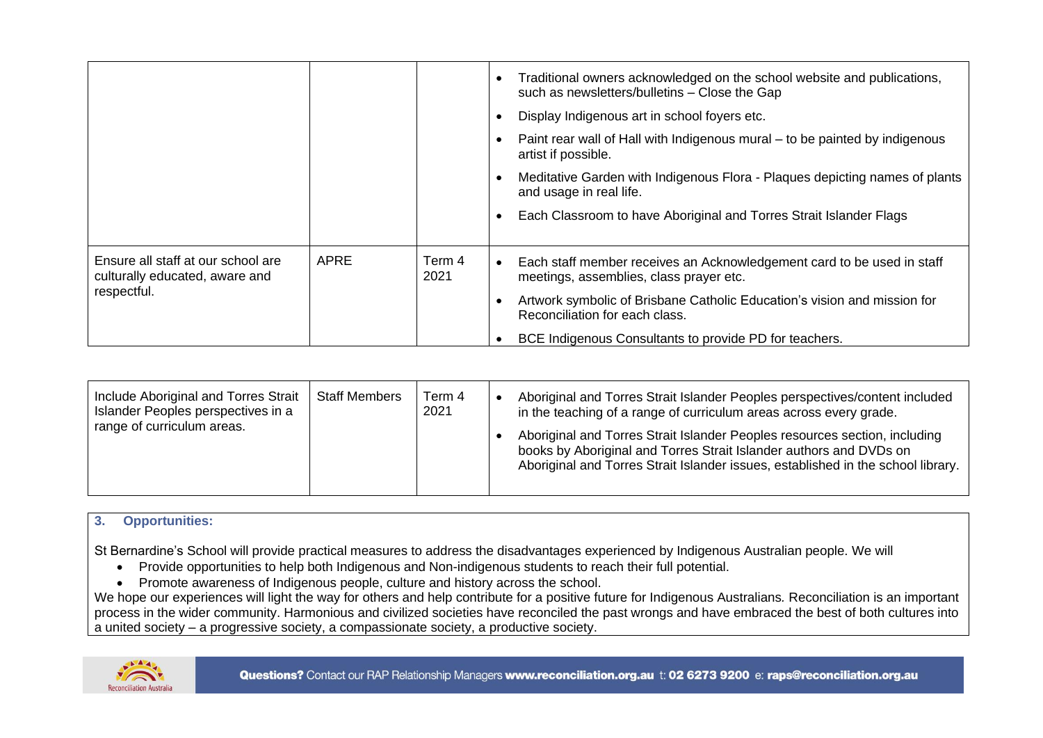| | | | |
|---|---|---|---|
| | | | • Traditional owners acknowledged on the school website and publications, such as newsletters/bulletins – Close the Gap<br>• Display Indigenous art in school foyers etc.<br>• Paint rear wall of Hall with Indigenous mural – to be painted by indigenous artist if possible.<br>• Meditative Garden with Indigenous Flora - Plaques depicting names of plants and usage in real life.<br>• Each Classroom to have Aboriginal and Torres Strait Islander Flags |
| Ensure all staff at our school are culturally educated, aware and respectful. | APRE | Term 4 2021 | • Each staff member receives an Acknowledgement card to be used in staff meetings, assemblies, class prayer etc.<br>• Artwork symbolic of Brisbane Catholic Education's vision and mission for Reconciliation for each class.<br>• BCE Indigenous Consultants to provide PD for teachers. |
| Include Aboriginal and Torres Strait Islander Peoples perspectives in a range of curriculum areas. | Staff Members | Term 4 2021 | • Aboriginal and Torres Strait Islander Peoples perspectives/content included in the teaching of a range of curriculum areas across every grade.<br>• Aboriginal and Torres Strait Islander Peoples resources section, including books by Aboriginal and Torres Strait Islander authors and DVDs on Aboriginal and Torres Strait Islander issues, established in the school library. |

### 3. Opportunities:

St Bernardine's School will provide practical measures to address the disadvantages experienced by Indigenous Australian people. We will

- Provide opportunities to help both Indigenous and Non-indigenous students to reach their full potential.
- Promote awareness of Indigenous people, culture and history across the school.

We hope our experiences will light the way for others and help contribute for a positive future for Indigenous Australians. Reconciliation is an important process in the wider community. Harmonious and civilized societies have reconciled the past wrongs and have embraced the best of both cultures into a united society – a progressive society, a compassionate society, a productive society.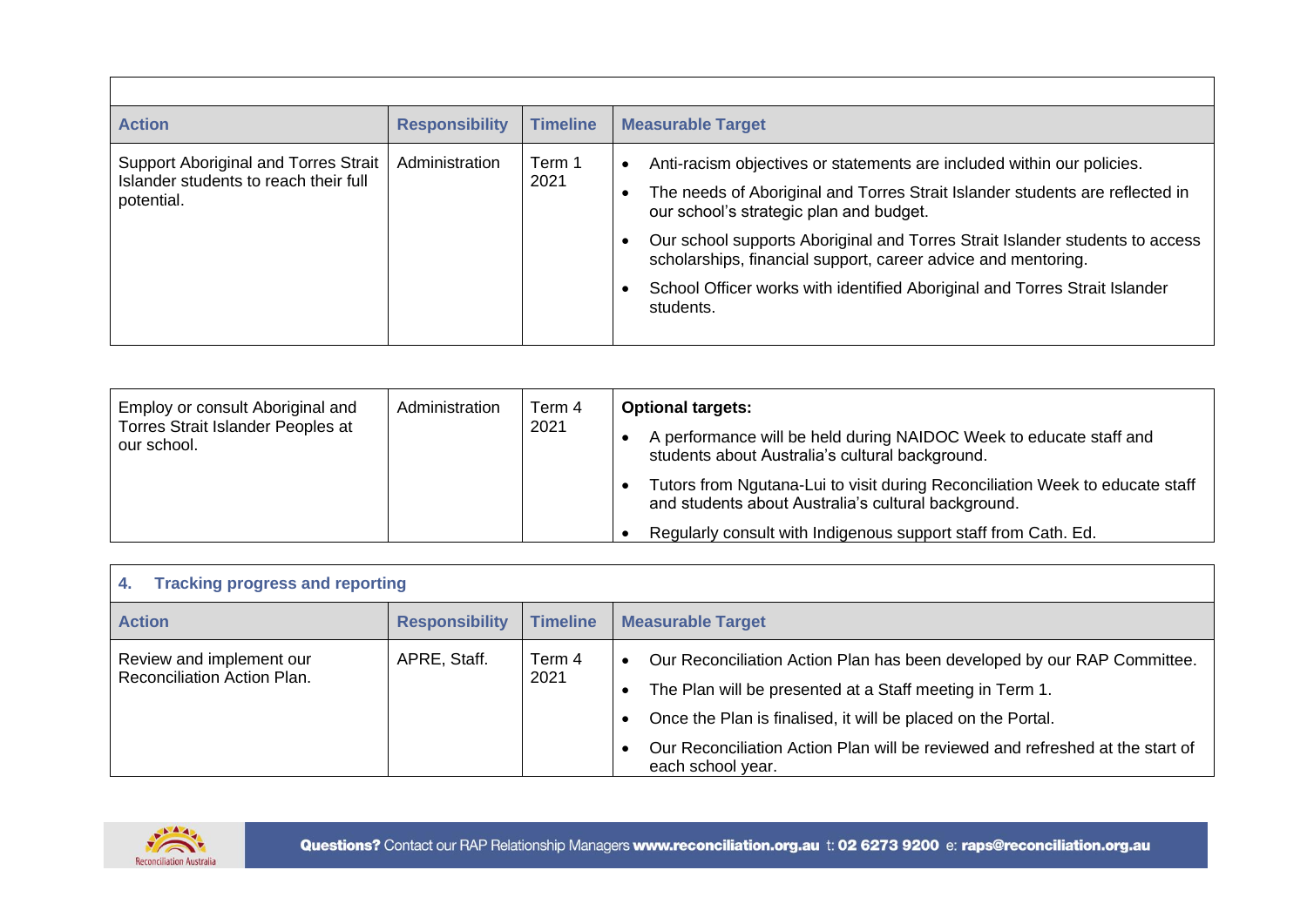| Action | Responsibility | Timeline | Measurable Target |
|---|---|---|---|
| Support Aboriginal and Torres Strait Islander students to reach their full potential. | Administration | Term 1 2021 | • Anti-racism objectives or statements are included within our policies.<br>• The needs of Aboriginal and Torres Strait Islander students are reflected in our school's strategic plan and budget.<br>• Our school supports Aboriginal and Torres Strait Islander students to access scholarships, financial support, career advice and mentoring.<br>• School Officer works with identified Aboriginal and Torres Strait Islander students. |
| Employ or consult Aboriginal and Torres Strait Islander Peoples at our school. | Administration | Term 4 2021 | **Optional targets:**<br>• A performance will be held during NAIDOC Week to educate staff and students about Australia's cultural background.<br>• Tutors from Ngutana-Lui to visit during Reconciliation Week to educate staff and students about Australia's cultural background.<br>• Regularly consult with Indigenous support staff from Cath. Ed. |

## 4. Tracking progress and reporting

| Action | Responsibility | Timeline | Measurable Target |
|---|---|---|---|
| Review and implement our Reconciliation Action Plan. | APRE, Staff. | Term 4 2021 | • Our Reconciliation Action Plan has been developed by our RAP Committee.<br>• The Plan will be presented at a Staff meeting in Term 1.<br>• Once the Plan is finalised, it will be placed on the Portal.<br>• Our Reconciliation Action Plan will be reviewed and refreshed at the start of each school year. |

Reconciliation Australia

**Questions?** Contact our RAP Relationship Managers **www.reconciliation.org.au** t: **02 6273 9200** e: **raps@reconciliation.org.au**